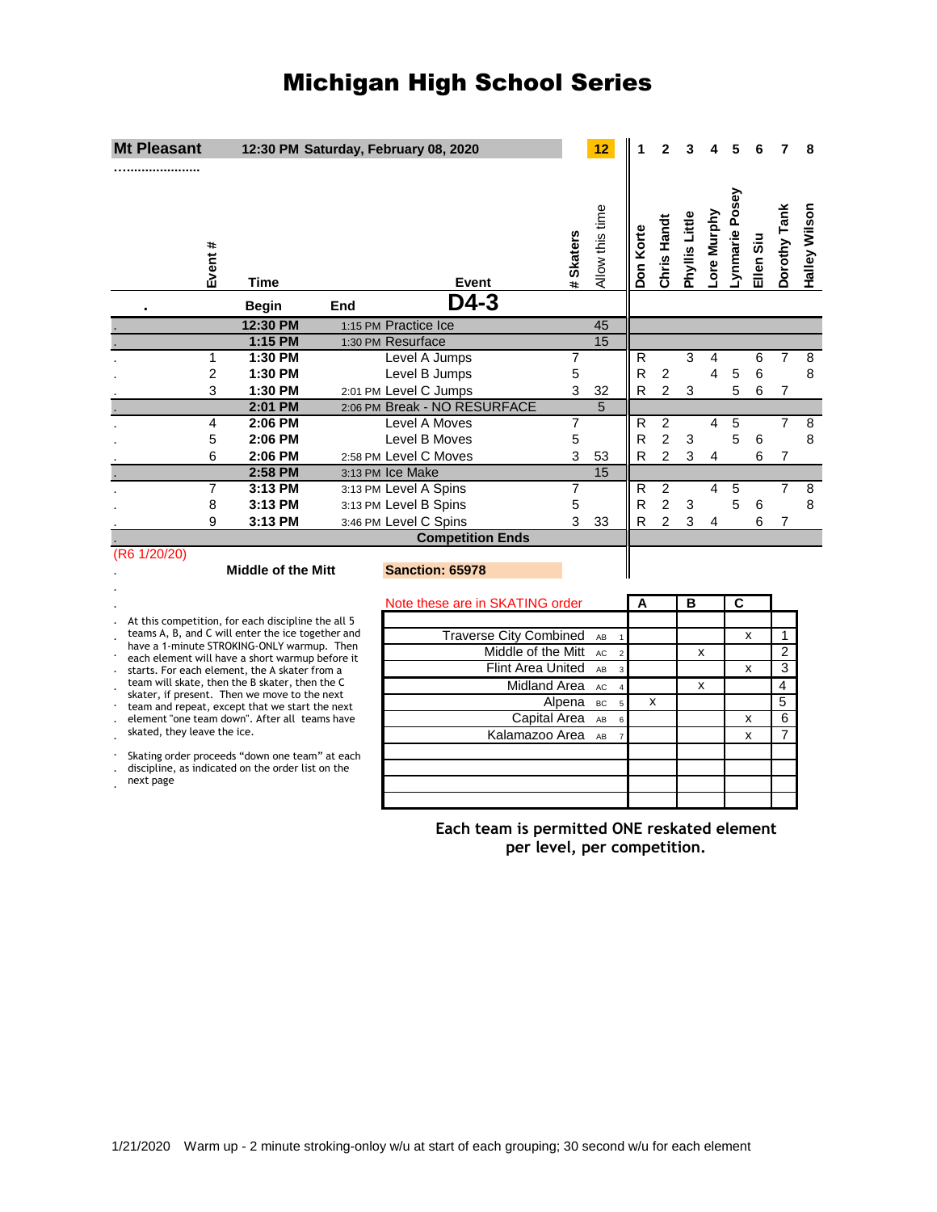# Michigan High School Series

**Mt Pleasant** **12:30 PM Saturday, February 08, 2020** **12**

| Event # | Time Begin | End | Event D4-3 | # Skaters | Allow this time | 1 Don Korte | 2 Chris Handt | 3 Phyllis Little | 4 Lore Murphy | 5 Lynmarie Posey | 6 Ellen Siu | 7 Dorothy Tank | 8 Halley Wilson |
|---|---|---|---|---|---|---|---|---|---|---|---|---|---|
| | 12:30 PM | 1:15 PM | Practice Ice | | 45 | | | | | | | | |
| | 1:15 PM | 1:30 PM | Resurface | | 15 | | | | | | | | |
| 1 | 1:30 PM | | Level A Jumps | 7 | | R | | 3 | 4 | | 6 | 7 | 8 |
| 2 | 1:30 PM | | Level B Jumps | 5 | | R | 2 | | 4 | 5 | 6 | | 8 |
| 3 | 1:30 PM | 2:01 PM | Level C Jumps | 3 | 32 | R | 2 | 3 | | 5 | 6 | 7 | |
| | 2:01 PM | 2:06 PM | Break - NO RESURFACE | | 5 | | | | | | | | |
| 4 | 2:06 PM | | Level A Moves | 7 | | R | 2 | | 4 | 5 | | 7 | 8 |
| 5 | 2:06 PM | | Level B Moves | 5 | | R | 2 | 3 | | 5 | 6 | | 8 |
| 6 | 2:06 PM | 2:58 PM | Level C Moves | 3 | 53 | R | 2 | 3 | 4 | | 6 | 7 | |
| | 2:58 PM | 3:13 PM | Ice Make | | 15 | | | | | | | | |
| 7 | 3:13 PM | 3:13 PM | Level A Spins | 7 | | R | 2 | | 4 | 5 | | 7 | 8 |
| 8 | 3:13 PM | 3:13 PM | Level B Spins | 5 | | R | 2 | 3 | | 5 | 6 | | 8 |
| 9 | 3:13 PM | 3:46 PM | Level C Spins | 3 | 33 | R | 2 | 3 | 4 | | 6 | 7 | |
| | | | **Competition Ends** | | | | | | | | | | |

(R6 1/20/20)

**Middle of the Mitt** **Sanction: 65978**

At this competition, for each discipline the all 5 teams A, B, and C will enter the ice together and have a 1-minute STROKING-ONLY warmup. Then each element will have a short warmup before it starts. For each element, the A skater from a team will skate, then the B skater, then the C skater, if present. Then we move to the next team and repeat, except that we start the next element "one team down". After all teams have skated, they leave the ice.

Skating order proceeds "down one team" at each discipline, as indicated on the order list on the next page

Note these are in SKATING order

| Team | | | A | B | C | |
|---|---|---|---|---|---|---|
| Traverse City Combined | AB | 1 | | | x | 1 |
| Middle of the Mitt | AC | 2 | | x | | 2 |
| Flint Area United | AB | 3 | | | x | 3 |
| Midland Area | AC | 4 | | x | | 4 |
| Alpena | BC | 5 | x | | | 5 |
| Capital Area | AB | 6 | | | x | 6 |
| Kalamazoo Area | AB | 7 | | | x | 7 |

**Each team is permitted ONE reskated element per level, per competition.**

1/21/2020 Warm up - 2 minute stroking-onloy w/u at start of each grouping; 30 second w/u for each element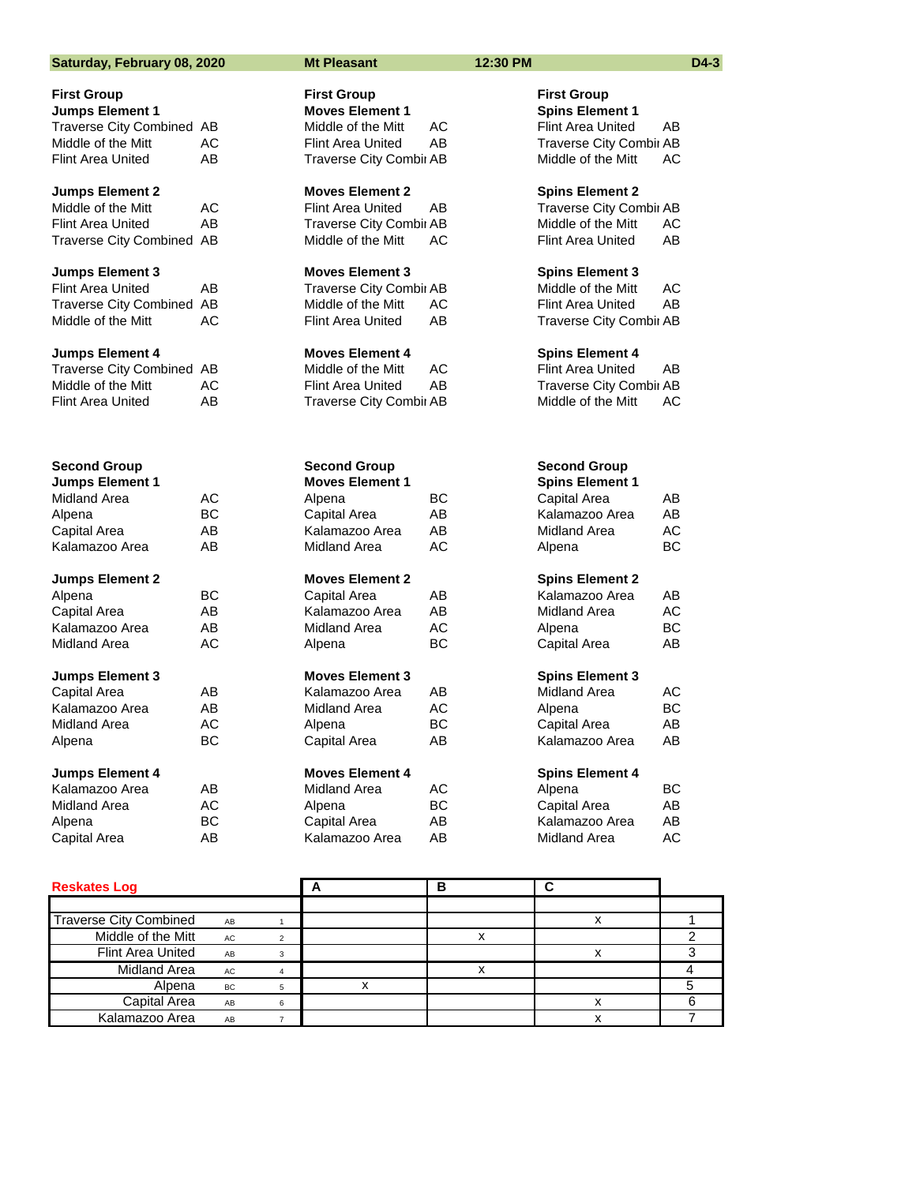| Saturday, February 08, 2020 | Mt Pleasant | 12:30 PM | D4-3 |
|---|---|---|---|

## First Group

| Jumps Element 1 | | Moves Element 1 | | Spins Element 1 | |
|---|---|---|---|---|---|
| Traverse City Combined | AB | Middle of the Mitt | AC | Flint Area United | AB |
| Middle of the Mitt | AC | Flint Area United | AB | Traverse City Combi | AB |
| Flint Area United | AB | Traverse City Combi | AB | Middle of the Mitt | AC |

| Jumps Element 2 | | Moves Element 2 | | Spins Element 2 | |
|---|---|---|---|---|---|
| Middle of the Mitt | AC | Flint Area United | AB | Traverse City Combi | AB |
| Flint Area United | AB | Traverse City Combi | AB | Middle of the Mitt | AC |
| Traverse City Combined | AB | Middle of the Mitt | AC | Flint Area United | AB |

| Jumps Element 3 | | Moves Element 3 | | Spins Element 3 | |
|---|---|---|---|---|---|
| Flint Area United | AB | Traverse City Combi | AB | Middle of the Mitt | AC |
| Traverse City Combined | AB | Middle of the Mitt | AC | Flint Area United | AB |
| Middle of the Mitt | AC | Flint Area United | AB | Traverse City Combi | AB |

| Jumps Element 4 | | Moves Element 4 | | Spins Element 4 | |
|---|---|---|---|---|---|
| Traverse City Combined | AB | Middle of the Mitt | AC | Flint Area United | AB |
| Middle of the Mitt | AC | Flint Area United | AB | Traverse City Combi | AB |
| Flint Area United | AB | Traverse City Combi | AB | Middle of the Mitt | AC |

## Second Group

| Jumps Element 1 | | Moves Element 1 | | Spins Element 1 | |
|---|---|---|---|---|---|
| Midland Area | AC | Alpena | BC | Capital Area | AB |
| Alpena | BC | Capital Area | AB | Kalamazoo Area | AB |
| Capital Area | AB | Kalamazoo Area | AB | Midland Area | AC |
| Kalamazoo Area | AB | Midland Area | AC | Alpena | BC |

| Jumps Element 2 | | Moves Element 2 | | Spins Element 2 | |
|---|---|---|---|---|---|
| Alpena | BC | Capital Area | AB | Kalamazoo Area | AB |
| Capital Area | AB | Kalamazoo Area | AB | Midland Area | AC |
| Kalamazoo Area | AB | Midland Area | AC | Alpena | BC |
| Midland Area | AC | Alpena | BC | Capital Area | AB |

| Jumps Element 3 | | Moves Element 3 | | Spins Element 3 | |
|---|---|---|---|---|---|
| Capital Area | AB | Kalamazoo Area | AB | Midland Area | AC |
| Kalamazoo Area | AB | Midland Area | AC | Alpena | BC |
| Midland Area | AC | Alpena | BC | Capital Area | AB |
| Alpena | BC | Capital Area | AB | Kalamazoo Area | AB |

| Jumps Element 4 | | Moves Element 4 | | Spins Element 4 | |
|---|---|---|---|---|---|
| Kalamazoo Area | AB | Midland Area | AC | Alpena | BC |
| Midland Area | AC | Alpena | BC | Capital Area | AB |
| Alpena | BC | Capital Area | AB | Kalamazoo Area | AB |
| Capital Area | AB | Kalamazoo Area | AB | Midland Area | AC |

## Reskates Log

| | | | A | B | C | |
|---|---|---|---|---|---|---|
| Traverse City Combined | AB | 1 | | | x | 1 |
| Middle of the Mitt | AC | 2 | | x | | 2 |
| Flint Area United | AB | 3 | | | x | 3 |
| Midland Area | AC | 4 | | x | | 4 |
| Alpena | BC | 5 | x | | | 5 |
| Capital Area | AB | 6 | | | x | 6 |
| Kalamazoo Area | AB | 7 | | | x | 7 |